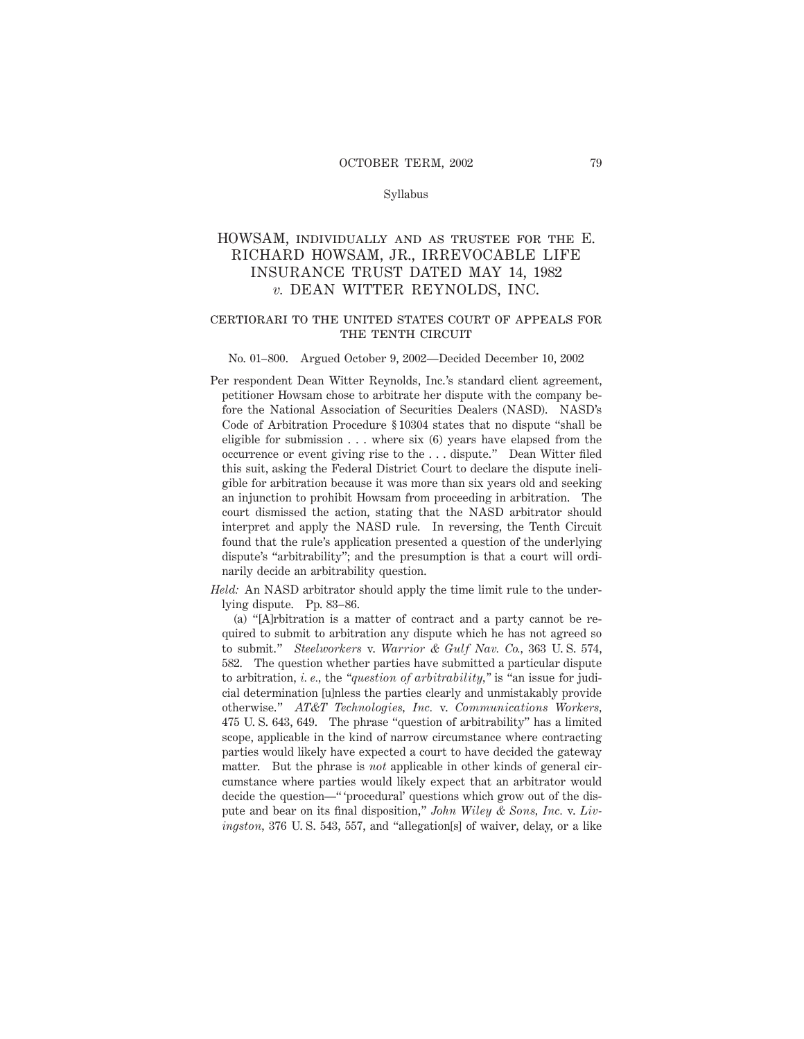Syllabus

# HOWSAM, individually and as trustee for the E. RICHARD HOWSAM, JR., IRREVOCABLE LIFE INSURANCE TRUST DATED MAY 14, 1982 *v.* DEAN WITTER REYNOLDS, INC.

## certiorari to the united states court of appeals for the tenth circuit

No. 01–800. Argued October 9, 2002—Decided December 10, 2002

Per respondent Dean Witter Reynolds, Inc.'s standard client agreement, petitioner Howsam chose to arbitrate her dispute with the company before the National Association of Securities Dealers (NASD). NASD's Code of Arbitration Procedure § 10304 states that no dispute "shall be eligible for submission . . . where six (6) years have elapsed from the occurrence or event giving rise to the . . . dispute." Dean Witter filed this suit, asking the Federal District Court to declare the dispute ineligible for arbitration because it was more than six years old and seeking an injunction to prohibit Howsam from proceeding in arbitration. The court dismissed the action, stating that the NASD arbitrator should interpret and apply the NASD rule. In reversing, the Tenth Circuit found that the rule's application presented a question of the underlying dispute's "arbitrability"; and the presumption is that a court will ordinarily decide an arbitrability question.

*Held:* An NASD arbitrator should apply the time limit rule to the underlying dispute. Pp. 83–86.

(a) "[A]rbitration is a matter of contract and a party cannot be required to submit to arbitration any dispute which he has not agreed so to submit." *Steelworkers* v. *Warrior & Gulf Nav. Co.,* 363 U. S. 574, 582. The question whether parties have submitted a particular dispute to arbitration, *i. e.*, the "*question of arbitrability,*" is "an issue for judicial determination [u]nless the parties clearly and unmistakably provide otherwise." *AT&T Technologies, Inc.* v. *Communications Workers,* 475 U. S. 643, 649. The phrase "question of arbitrability" has a limited scope, applicable in the kind of narrow circumstance where contracting parties would likely have expected a court to have decided the gateway matter. But the phrase is *not* applicable in other kinds of general circumstance where parties would likely expect that an arbitrator would decide the question—" 'procedural' questions which grow out of the dispute and bear on its final disposition," *John Wiley & Sons, Inc.* v. *Livingston,* 376 U. S. 543, 557, and "allegation[s] of waiver, delay, or a like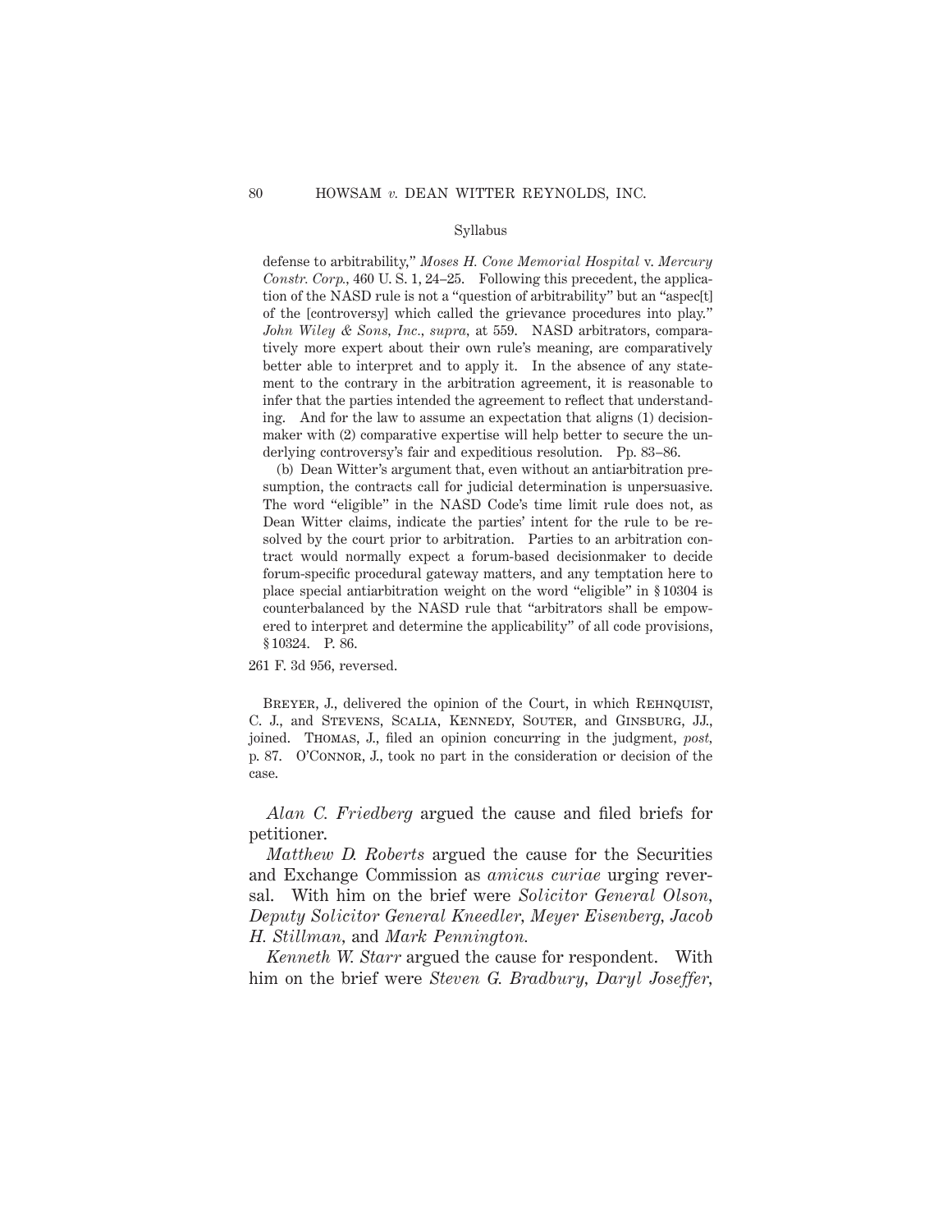defense to arbitrability," *Moses H. Cone Memorial Hospital* v. *Mercury Constr. Corp.*, 460 U. S. 1, 24–25. Following this precedent, the application of the NASD rule is not a "question of arbitrability" but an "aspec[t] of the [controversy] which called the grievance procedures into play." *John Wiley & Sons, Inc.*, *supra*, at 559. NASD arbitrators, comparatively more expert about their own rule's meaning, are comparatively better able to interpret and to apply it. In the absence of any statement to the contrary in the arbitration agreement, it is reasonable to infer that the parties intended the agreement to reflect that understanding. And for the law to assume an expectation that aligns (1) decisionmaker with (2) comparative expertise will help better to secure the underlying controversy's fair and expeditious resolution. Pp. 83–86.

(b) Dean Witter's argument that, even without an antiarbitration presumption, the contracts call for judicial determination is unpersuasive. The word "eligible" in the NASD Code's time limit rule does not, as Dean Witter claims, indicate the parties' intent for the rule to be resolved by the court prior to arbitration. Parties to an arbitration contract would normally expect a forum-based decisionmaker to decide forum-specific procedural gateway matters, and any temptation here to place special antiarbitration weight on the word "eligible" in § 10304 is counterbalanced by the NASD rule that "arbitrators shall be empowered to interpret and determine the applicability" of all code provisions, § 10324. P. 86.

261 F. 3d 956, reversed.

Breyer, J., delivered the opinion of the Court, in which Rehnquist, C. J., and Stevens, Scalia, Kennedy, Souter, and Ginsburg, JJ., joined. Thomas, J., filed an opinion concurring in the judgment, *post*, p. 87. O'Connor, J., took no part in the consideration or decision of the case.

*Alan C. Friedberg* argued the cause and filed briefs for petitioner.

*Matthew D. Roberts* argued the cause for the Securities and Exchange Commission as *amicus curiae* urging reversal. With him on the brief were *Solicitor General Olson*, *Deputy Solicitor General Kneedler*, *Meyer Eisenberg*, *Jacob H. Stillman*, and *Mark Pennington.*

*Kenneth W. Starr* argued the cause for respondent. With him on the brief were *Steven G. Bradbury*, *Daryl Joseffer*,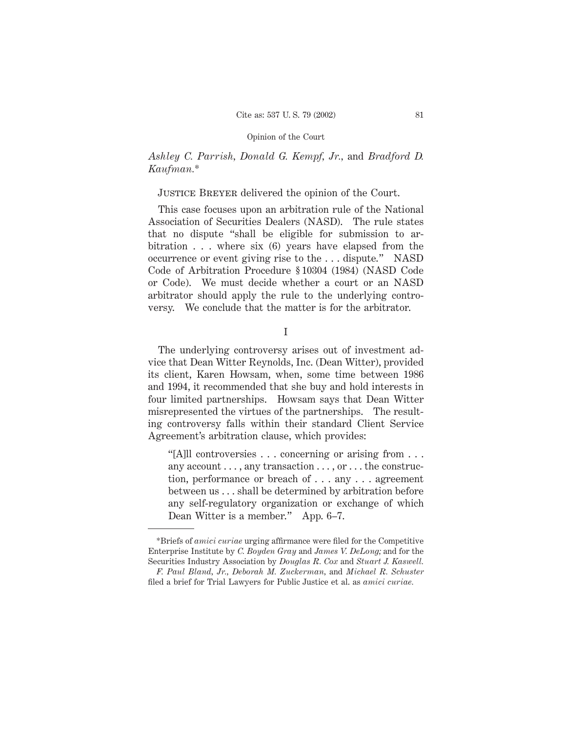*Ashley C. Parrish*, *Donald G. Kempf, Jr.*, and *Bradford D. Kaufman.*\*

JUSTICE BREYER delivered the opinion of the Court.

This case focuses upon an arbitration rule of the National Association of Securities Dealers (NASD). The rule states that no dispute "shall be eligible for submission to arbitration . . . where six (6) years have elapsed from the occurrence or event giving rise to the . . . dispute." NASD Code of Arbitration Procedure § 10304 (1984) (NASD Code or Code). We must decide whether a court or an NASD arbitrator should apply the rule to the underlying controversy. We conclude that the matter is for the arbitrator.

I

The underlying controversy arises out of investment advice that Dean Witter Reynolds, Inc. (Dean Witter), provided its client, Karen Howsam, when, some time between 1986 and 1994, it recommended that she buy and hold interests in four limited partnerships. Howsam says that Dean Witter misrepresented the virtues of the partnerships. The resulting controversy falls within their standard Client Service Agreement's arbitration clause, which provides:

> "[A]ll controversies . . . concerning or arising from . . . any account . . . , any transaction . . . , or . . . the construction, performance or breach of . . . any . . . agreement between us . . . shall be determined by arbitration before any self-regulatory organization or exchange of which Dean Witter is a member." App. 6–7.

---

\*Briefs of *amici curiae* urging affirmance were filed for the Competitive Enterprise Institute by *C. Boyden Gray* and *James V. DeLong;* and for the Securities Industry Association by *Douglas R. Cox* and *Stuart J. Kaswell.*

*F. Paul Bland, Jr.*, *Deborah M. Zuckerman*, and *Michael R. Schuster* filed a brief for Trial Lawyers for Public Justice et al. as *amici curiae.*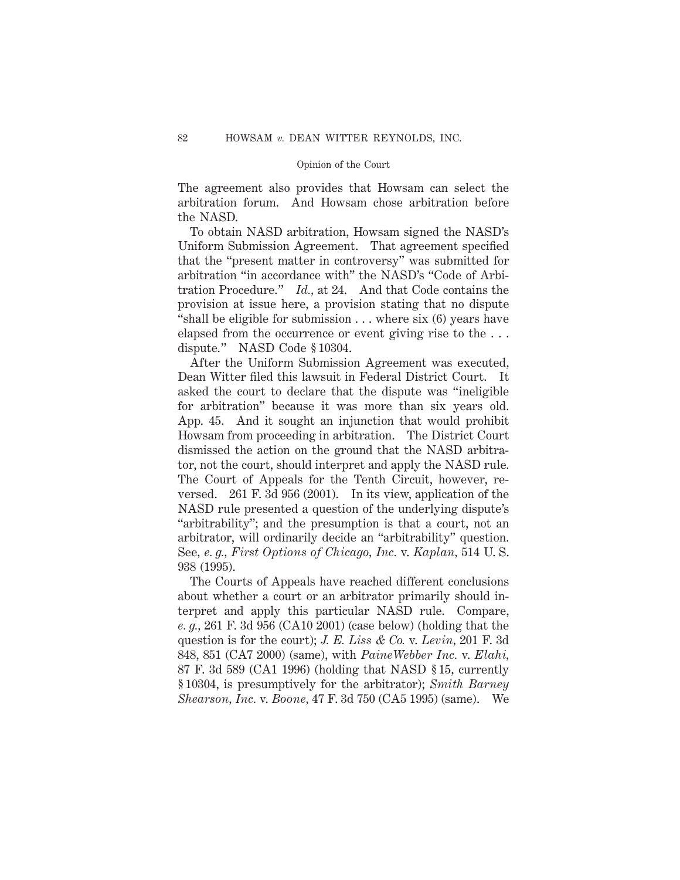The agreement also provides that Howsam can select the arbitration forum. And Howsam chose arbitration before the NASD.

To obtain NASD arbitration, Howsam signed the NASD's Uniform Submission Agreement. That agreement specified that the "present matter in controversy" was submitted for arbitration "in accordance with" the NASD's "Code of Arbitration Procedure." *Id.*, at 24. And that Code contains the provision at issue here, a provision stating that no dispute "shall be eligible for submission . . . where six (6) years have elapsed from the occurrence or event giving rise to the . . . dispute." NASD Code § 10304.

After the Uniform Submission Agreement was executed, Dean Witter filed this lawsuit in Federal District Court. It asked the court to declare that the dispute was "ineligible for arbitration" because it was more than six years old. App. 45. And it sought an injunction that would prohibit Howsam from proceeding in arbitration. The District Court dismissed the action on the ground that the NASD arbitrator, not the court, should interpret and apply the NASD rule. The Court of Appeals for the Tenth Circuit, however, reversed. 261 F. 3d 956 (2001). In its view, application of the NASD rule presented a question of the underlying dispute's "arbitrability"; and the presumption is that a court, not an arbitrator, will ordinarily decide an "arbitrability" question. See, *e. g.*, *First Options of Chicago, Inc.* v. *Kaplan*, 514 U. S. 938 (1995).

The Courts of Appeals have reached different conclusions about whether a court or an arbitrator primarily should interpret and apply this particular NASD rule. Compare, *e. g.*, 261 F. 3d 956 (CA10 2001) (case below) (holding that the question is for the court); *J. E. Liss & Co.* v. *Levin*, 201 F. 3d 848, 851 (CA7 2000) (same), with *PaineWebber Inc.* v. *Elahi*, 87 F. 3d 589 (CA1 1996) (holding that NASD § 15, currently § 10304, is presumptively for the arbitrator); *Smith Barney Shearson, Inc.* v. *Boone*, 47 F. 3d 750 (CA5 1995) (same). We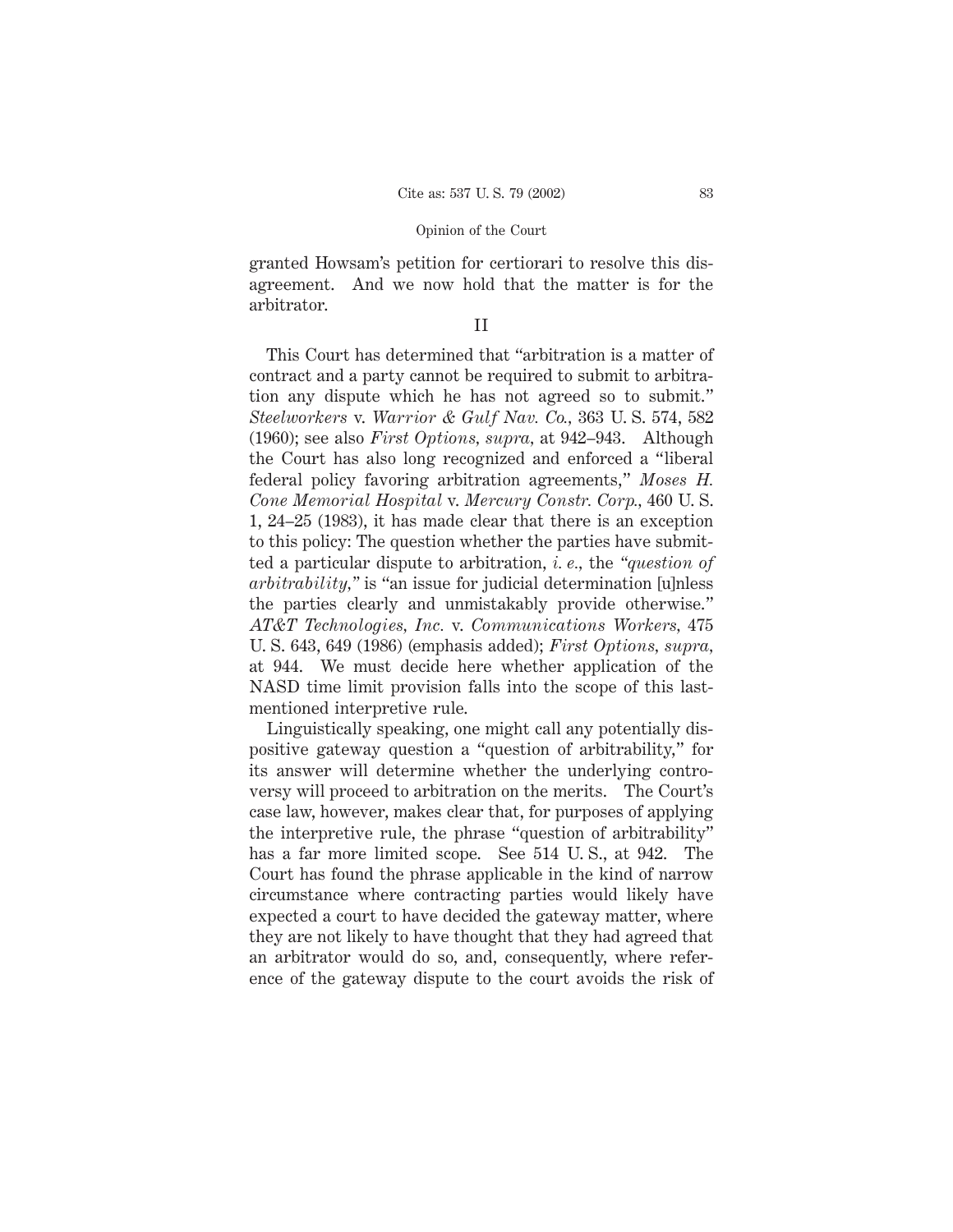granted Howsam's petition for certiorari to resolve this disagreement. And we now hold that the matter is for the arbitrator.

## II

This Court has determined that "arbitration is a matter of contract and a party cannot be required to submit to arbitration any dispute which he has not agreed so to submit." *Steelworkers* v. *Warrior & Gulf Nav. Co.*, 363 U. S. 574, 582 (1960); see also *First Options, supra*, at 942–943. Although the Court has also long recognized and enforced a "liberal federal policy favoring arbitration agreements," *Moses H. Cone Memorial Hospital* v. *Mercury Constr. Corp.*, 460 U. S. 1, 24–25 (1983), it has made clear that there is an exception to this policy: The question whether the parties have submitted a particular dispute to arbitration, *i. e.*, the "*question of arbitrability*," is "an issue for judicial determination [u]nless the parties clearly and unmistakably provide otherwise." *AT&T Technologies, Inc.* v. *Communications Workers*, 475 U. S. 643, 649 (1986) (emphasis added); *First Options, supra*, at 944. We must decide here whether application of the NASD time limit provision falls into the scope of this last-mentioned interpretive rule.

Linguistically speaking, one might call any potentially dispositive gateway question a "question of arbitrability," for its answer will determine whether the underlying controversy will proceed to arbitration on the merits. The Court's case law, however, makes clear that, for purposes of applying the interpretive rule, the phrase "question of arbitrability" has a far more limited scope. See 514 U. S., at 942. The Court has found the phrase applicable in the kind of narrow circumstance where contracting parties would likely have expected a court to have decided the gateway matter, where they are not likely to have thought that they had agreed that an arbitrator would do so, and, consequently, where reference of the gateway dispute to the court avoids the risk of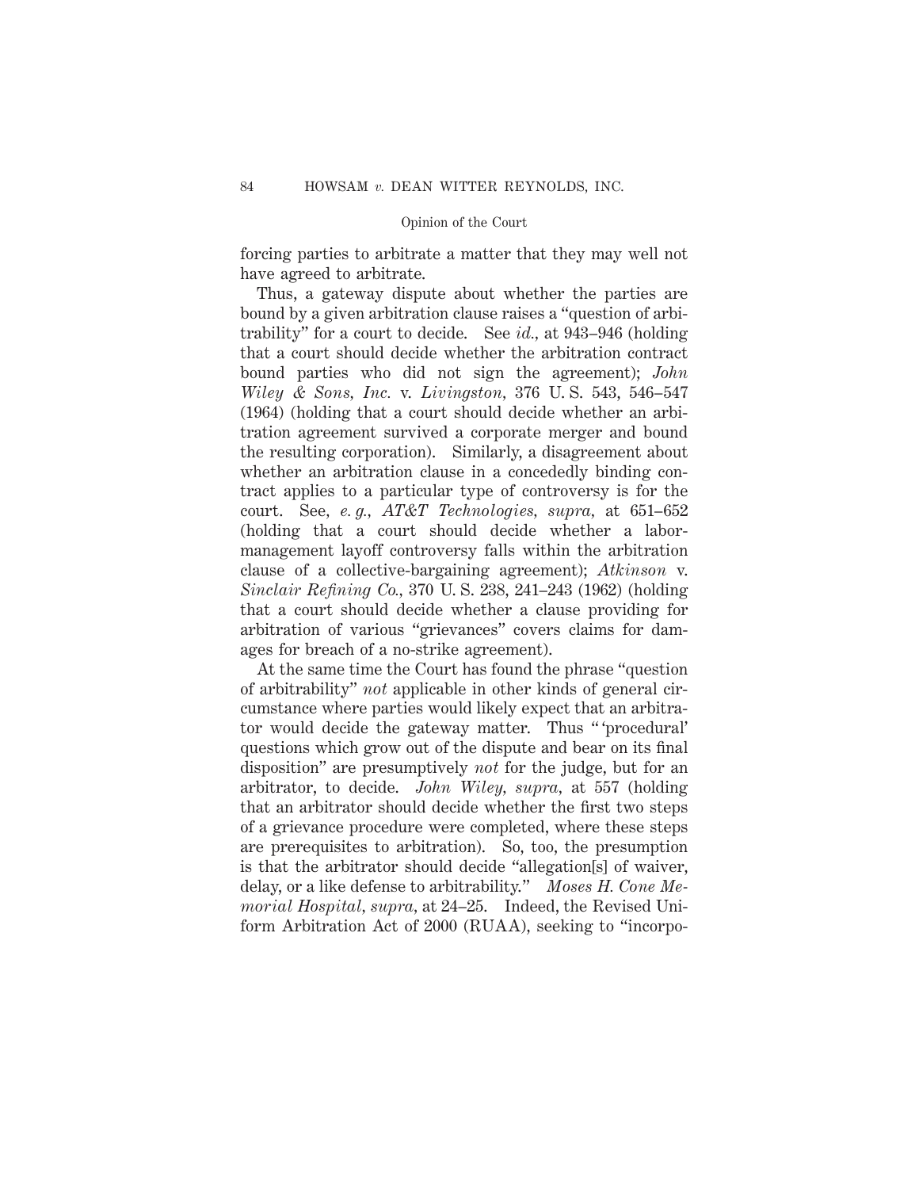forcing parties to arbitrate a matter that they may well not have agreed to arbitrate.

Thus, a gateway dispute about whether the parties are bound by a given arbitration clause raises a "question of arbitrability" for a court to decide. See *id.*, at 943–946 (holding that a court should decide whether the arbitration contract bound parties who did not sign the agreement); *John Wiley & Sons, Inc.* v. *Livingston*, 376 U. S. 543, 546–547 (1964) (holding that a court should decide whether an arbitration agreement survived a corporate merger and bound the resulting corporation). Similarly, a disagreement about whether an arbitration clause in a concededly binding contract applies to a particular type of controversy is for the court. See, *e. g.*, *AT&T Technologies*, *supra*, at 651–652 (holding that a court should decide whether a labor-management layoff controversy falls within the arbitration clause of a collective-bargaining agreement); *Atkinson* v. *Sinclair Refining Co.*, 370 U. S. 238, 241–243 (1962) (holding that a court should decide whether a clause providing for arbitration of various "grievances" covers claims for damages for breach of a no-strike agreement).

At the same time the Court has found the phrase "question of arbitrability" *not* applicable in other kinds of general circumstance where parties would likely expect that an arbitrator would decide the gateway matter. Thus "'procedural' questions which grow out of the dispute and bear on its final disposition" are presumptively *not* for the judge, but for an arbitrator, to decide. *John Wiley*, *supra*, at 557 (holding that an arbitrator should decide whether the first two steps of a grievance procedure were completed, where these steps are prerequisites to arbitration). So, too, the presumption is that the arbitrator should decide "allegation[s] of waiver, delay, or a like defense to arbitrability." *Moses H. Cone Memorial Hospital*, *supra*, at 24–25. Indeed, the Revised Uniform Arbitration Act of 2000 (RUAA), seeking to "incorpo-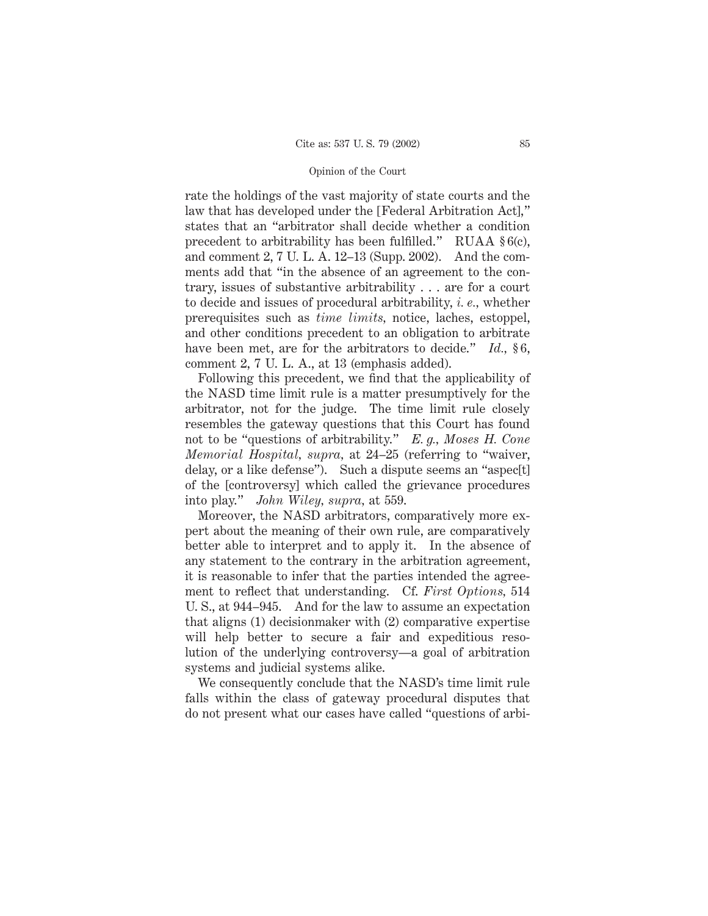rate the holdings of the vast majority of state courts and the law that has developed under the [Federal Arbitration Act]," states that an "arbitrator shall decide whether a condition precedent to arbitrability has been fulfilled." RUAA § 6(c), and comment 2, 7 U. L. A. 12–13 (Supp. 2002). And the comments add that "in the absence of an agreement to the contrary, issues of substantive arbitrability . . . are for a court to decide and issues of procedural arbitrability, *i. e.*, whether prerequisites such as *time limits*, notice, laches, estoppel, and other conditions precedent to an obligation to arbitrate have been met, are for the arbitrators to decide." *Id.*, § 6, comment 2, 7 U. L. A., at 13 (emphasis added).

Following this precedent, we find that the applicability of the NASD time limit rule is a matter presumptively for the arbitrator, not for the judge. The time limit rule closely resembles the gateway questions that this Court has found not to be "questions of arbitrability." *E. g., Moses H. Cone Memorial Hospital, supra*, at 24–25 (referring to "waiver, delay, or a like defense"). Such a dispute seems an "aspec[t] of the [controversy] which called the grievance procedures into play." *John Wiley, supra*, at 559.

Moreover, the NASD arbitrators, comparatively more expert about the meaning of their own rule, are comparatively better able to interpret and to apply it. In the absence of any statement to the contrary in the arbitration agreement, it is reasonable to infer that the parties intended the agreement to reflect that understanding. Cf. *First Options*, 514 U. S., at 944–945. And for the law to assume an expectation that aligns (1) decisionmaker with (2) comparative expertise will help better to secure a fair and expeditious resolution of the underlying controversy—a goal of arbitration systems and judicial systems alike.

We consequently conclude that the NASD's time limit rule falls within the class of gateway procedural disputes that do not present what our cases have called "questions of arbi-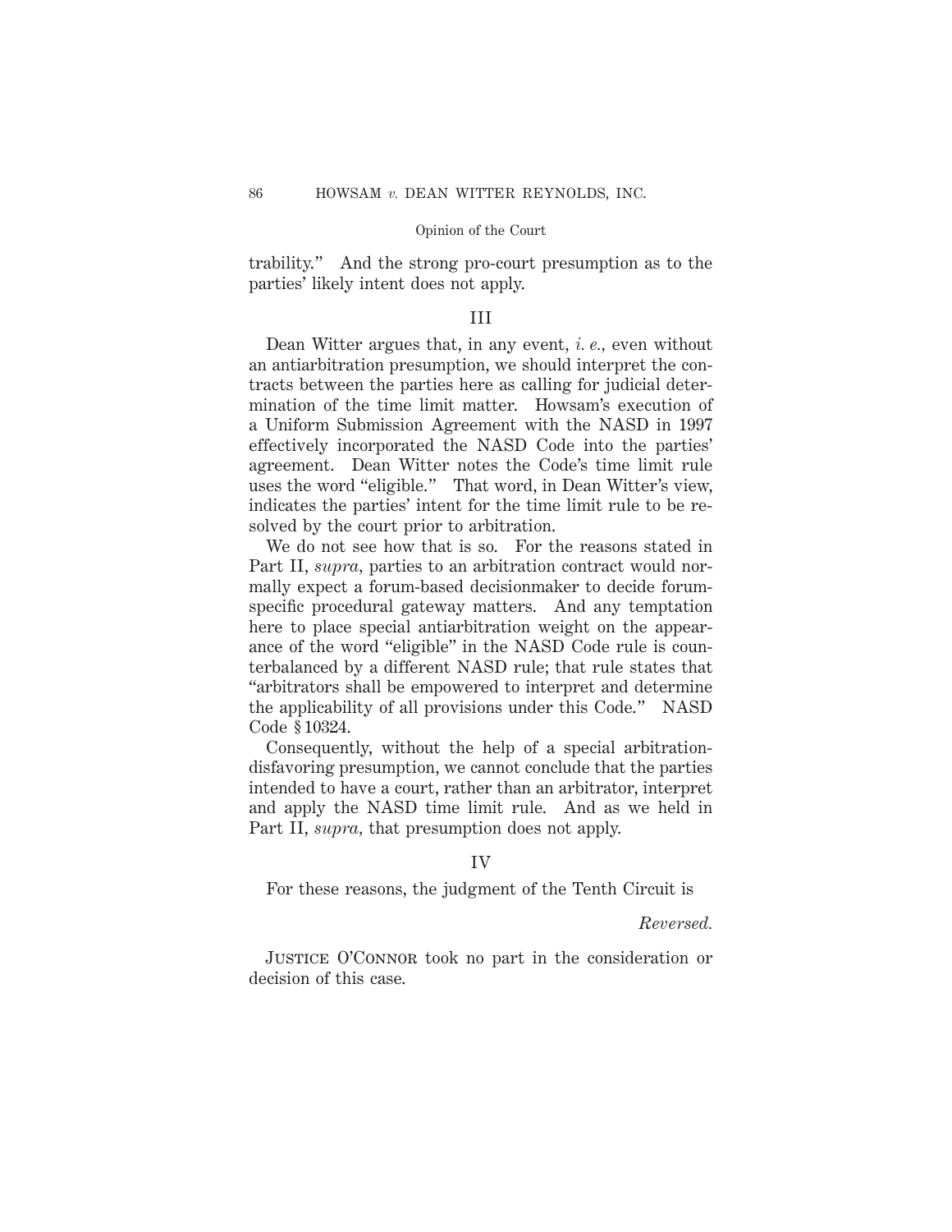trability." And the strong pro-court presumption as to the parties' likely intent does not apply.

## III

Dean Witter argues that, in any event, *i. e.,* even without an antiarbitration presumption, we should interpret the contracts between the parties here as calling for judicial determination of the time limit matter. Howsam's execution of a Uniform Submission Agreement with the NASD in 1997 effectively incorporated the NASD Code into the parties' agreement. Dean Witter notes the Code's time limit rule uses the word "eligible." That word, in Dean Witter's view, indicates the parties' intent for the time limit rule to be resolved by the court prior to arbitration.

We do not see how that is so. For the reasons stated in Part II, *supra,* parties to an arbitration contract would normally expect a forum-based decisionmaker to decide forum-specific procedural gateway matters. And any temptation here to place special antiarbitration weight on the appearance of the word "eligible" in the NASD Code rule is counterbalanced by a different NASD rule; that rule states that "arbitrators shall be empowered to interpret and determine the applicability of all provisions under this Code." NASD Code § 10324.

Consequently, without the help of a special arbitration-disfavoring presumption, we cannot conclude that the parties intended to have a court, rather than an arbitrator, interpret and apply the NASD time limit rule. And as we held in Part II, *supra,* that presumption does not apply.

## IV

For these reasons, the judgment of the Tenth Circuit is

*Reversed.*

Justice O'Connor took no part in the consideration or decision of this case.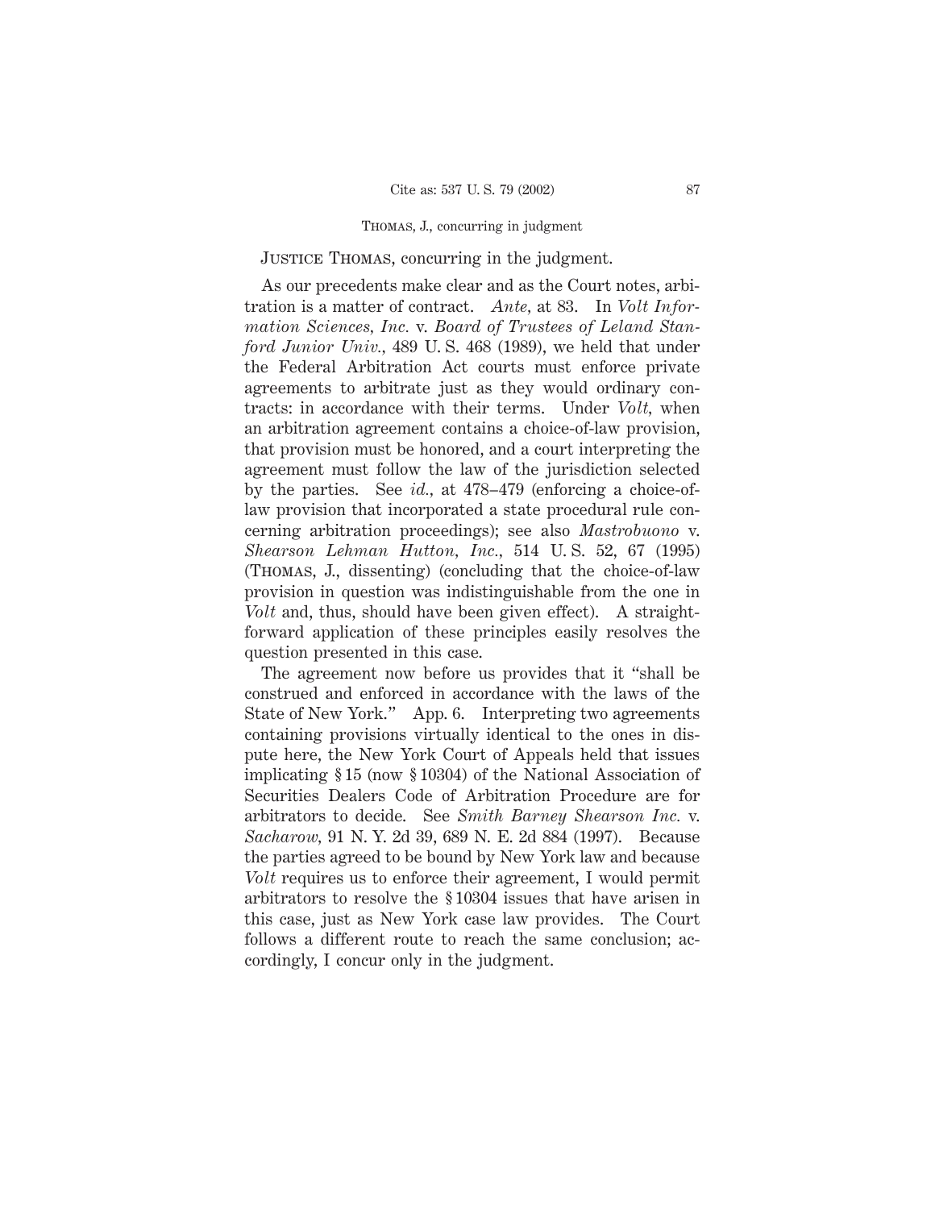Justice Thomas, concurring in the judgment.

As our precedents make clear and as the Court notes, arbitration is a matter of contract. *Ante,* at 83. In *Volt Information Sciences, Inc.* v. *Board of Trustees of Leland Stanford Junior Univ.,* 489 U. S. 468 (1989), we held that under the Federal Arbitration Act courts must enforce private agreements to arbitrate just as they would ordinary contracts: in accordance with their terms. Under *Volt,* when an arbitration agreement contains a choice-of-law provision, that provision must be honored, and a court interpreting the agreement must follow the law of the jurisdiction selected by the parties. See *id.,* at 478–479 (enforcing a choice-of-law provision that incorporated a state procedural rule concerning arbitration proceedings); see also *Mastrobuono* v. *Shearson Lehman Hutton, Inc.,* 514 U. S. 52, 67 (1995) (Thomas, J., dissenting) (concluding that the choice-of-law provision in question was indistinguishable from the one in *Volt* and, thus, should have been given effect). A straightforward application of these principles easily resolves the question presented in this case.

The agreement now before us provides that it "shall be construed and enforced in accordance with the laws of the State of New York." App. 6. Interpreting two agreements containing provisions virtually identical to the ones in dispute here, the New York Court of Appeals held that issues implicating § 15 (now § 10304) of the National Association of Securities Dealers Code of Arbitration Procedure are for arbitrators to decide. See *Smith Barney Shearson Inc.* v. *Sacharow,* 91 N. Y. 2d 39, 689 N. E. 2d 884 (1997). Because the parties agreed to be bound by New York law and because *Volt* requires us to enforce their agreement, I would permit arbitrators to resolve the § 10304 issues that have arisen in this case, just as New York case law provides. The Court follows a different route to reach the same conclusion; accordingly, I concur only in the judgment.